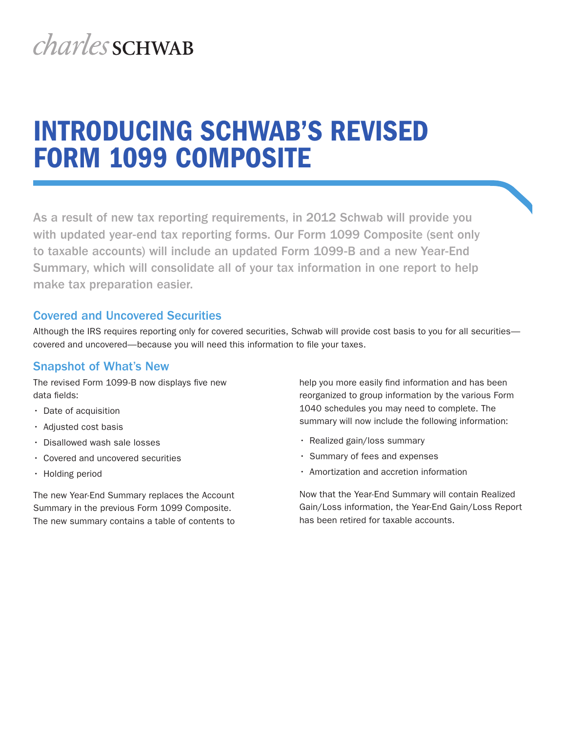charles SCHWAB

# INTRODUCING SCHWAB'S REVISED FORM 1099 COMPOSITE

As a result of new tax reporting requirements, in 2012 Schwab will provide you with updated year-end tax reporting forms. Our Form 1099 Composite (sent only to taxable accounts) will include an updated Form 1099-B and a new Year-End Summary, which will consolidate all of your tax information in one report to help make tax preparation easier.

## Covered and Uncovered Securities

Although the IRS requires reporting only for covered securities, Schwab will provide cost basis to you for all securities—covered and uncovered—because you will need this information to file your taxes.

## Snapshot of What's New

The revised Form 1099-B now displays five new data fields:

- Date of acquisition
- Adjusted cost basis
- Disallowed wash sale losses
- Covered and uncovered securities
- Holding period

The new Year-End Summary replaces the Account Summary in the previous Form 1099 Composite. The new summary contains a table of contents to help you more easily find information and has been reorganized to group information by the various Form 1040 schedules you may need to complete. The summary will now include the following information:

- Realized gain/loss summary
- Summary of fees and expenses
- Amortization and accretion information

Now that the Year-End Summary will contain Realized Gain/Loss information, the Year-End Gain/Loss Report has been retired for taxable accounts.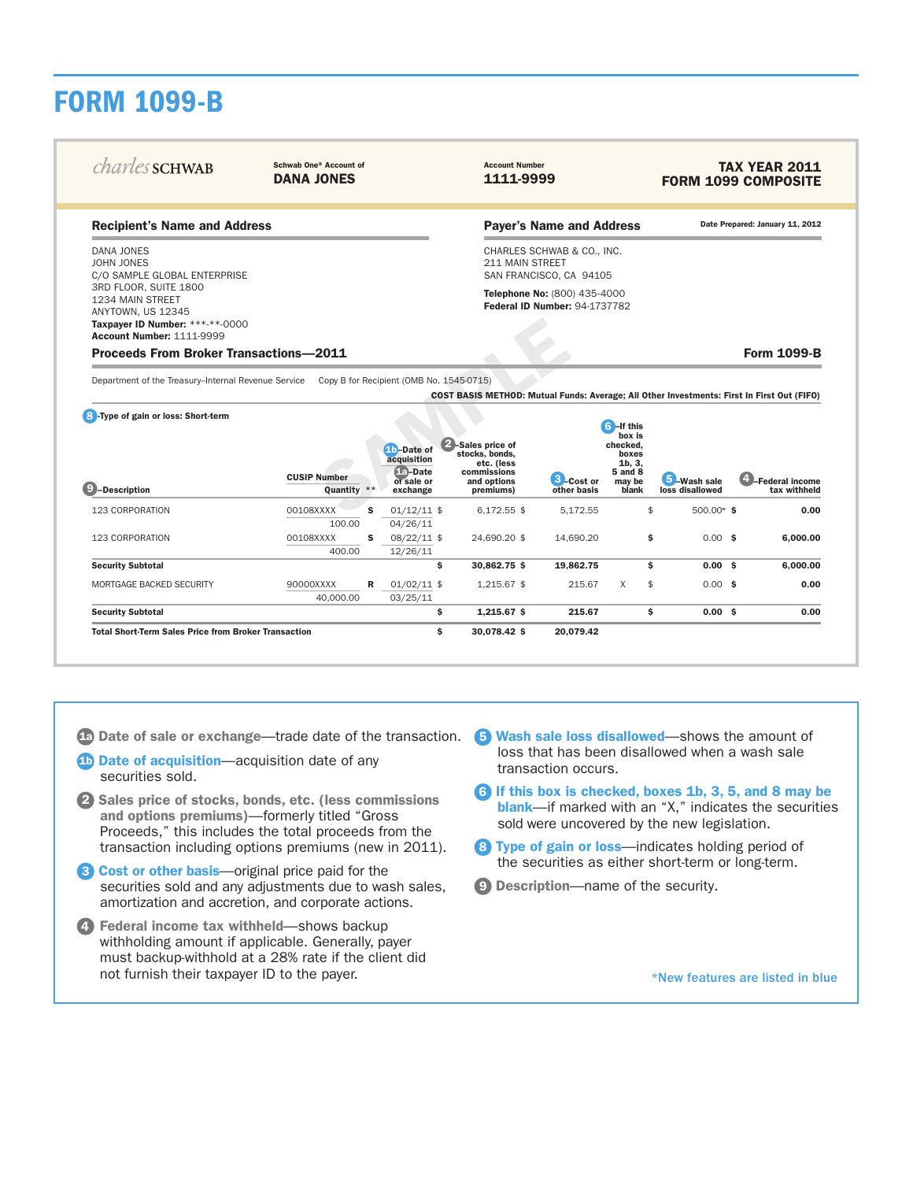# FORM 1099-B

charles SCHWAB

Schwab One® Account of
**DANA JONES**

Account Number
**1111-9999**

**TAX YEAR 2011**
**FORM 1099 COMPOSITE**

**Recipient's Name and Address**

DANA JONES
JOHN JONES
C/O SAMPLE GLOBAL ENTERPRISE
3RD FLOOR, SUITE 1800
1234 MAIN STREET
ANYTOWN, US 12345
**Taxpayer ID Number:** \*\*\*-\*\*-0000
**Account Number:** 1111-9999

**Payer's Name and Address**

Date Prepared: January 11, 2012

CHARLES SCHWAB & CO., INC.
211 MAIN STREET
SAN FRANCISCO, CA 94105

**Telephone No:** (800) 435-4000
**Federal ID Number:** 94-1737782

**Proceeds From Broker Transactions—2011** — **Form 1099-B**

Department of the Treasury–Internal Revenue Service — Copy B for Recipient (OMB No. 1545-0715)

**COST BASIS METHOD: Mutual Funds: Average; All Other Investments: First In First Out (FIFO)**

**8–Type of gain or loss: Short-term**

| 9–Description | CUSIP Number / Quantity | ** | 1b–Date of acquisition / 1a–Date of sale or exchange | 2–Sales price of stocks, bonds, etc. (less commissions and options premiums) | 3–Cost or other basis | 6–If this box is checked, boxes 1b, 3, 5 and 8 may be blank | 5–Wash sale loss disallowed | 4–Federal income tax withheld |
|---|---|---|---|---|---|---|---|---|
| 123 CORPORATION | 00108XXXX / 100.00 | S | 01/12/11 / 04/26/11 | $ 6,172.55 | $ 5,172.55 | | $ 500.00* | $ 0.00 |
| 123 CORPORATION | 00108XXXX / 400.00 | S | 08/22/11 / 12/26/11 | $ 24,690.20 | $ 14,690.20 | | $ 0.00 | $ 6,000.00 |
| **Security Subtotal** | | | | **$ 30,862.75** | **$ 19,862.75** | | **$ 0.00** | **$ 6,000.00** |
| MORTGAGE BACKED SECURITY | 90000XXXX / 40,000.00 | R | 01/02/11 / 03/25/11 | $ 1,215.67 | $ 215.67 | X | $ 0.00 | $ 0.00 |
| **Security Subtotal** | | | | **$ 1,215.67** | **$ 215.67** | | **$ 0.00** | **$ 0.00** |
| **Total Short-Term Sales Price from Broker Transaction** | | | | **$ 30,078.42** | **$ 20,079.42** | | | |

**1a Date of sale or exchange**—trade date of the transaction.

**1b Date of acquisition**—acquisition date of any securities sold.

**2 Sales price of stocks, bonds, etc. (less commissions and options premiums)**—formerly titled "Gross Proceeds," this includes the total proceeds from the transaction including options premiums (new in 2011).

**3 Cost or other basis**—original price paid for the securities sold and any adjustments due to wash sales, amortization and accretion, and corporate actions.

**4 Federal income tax withheld**—shows backup withholding amount if applicable. Generally, payer must backup-withhold at a 28% rate if the client did not furnish their taxpayer ID to the payer.

**5 Wash sale loss disallowed**—shows the amount of loss that has been disallowed when a wash sale transaction occurs.

**6 If this box is checked, boxes 1b, 3, 5, and 8 may be blank**—if marked with an "X," indicates the securities sold were uncovered by the new legislation.

**8 Type of gain or loss**—indicates holding period of the securities as either short-term or long-term.

**9 Description**—name of the security.

*New features are listed in blue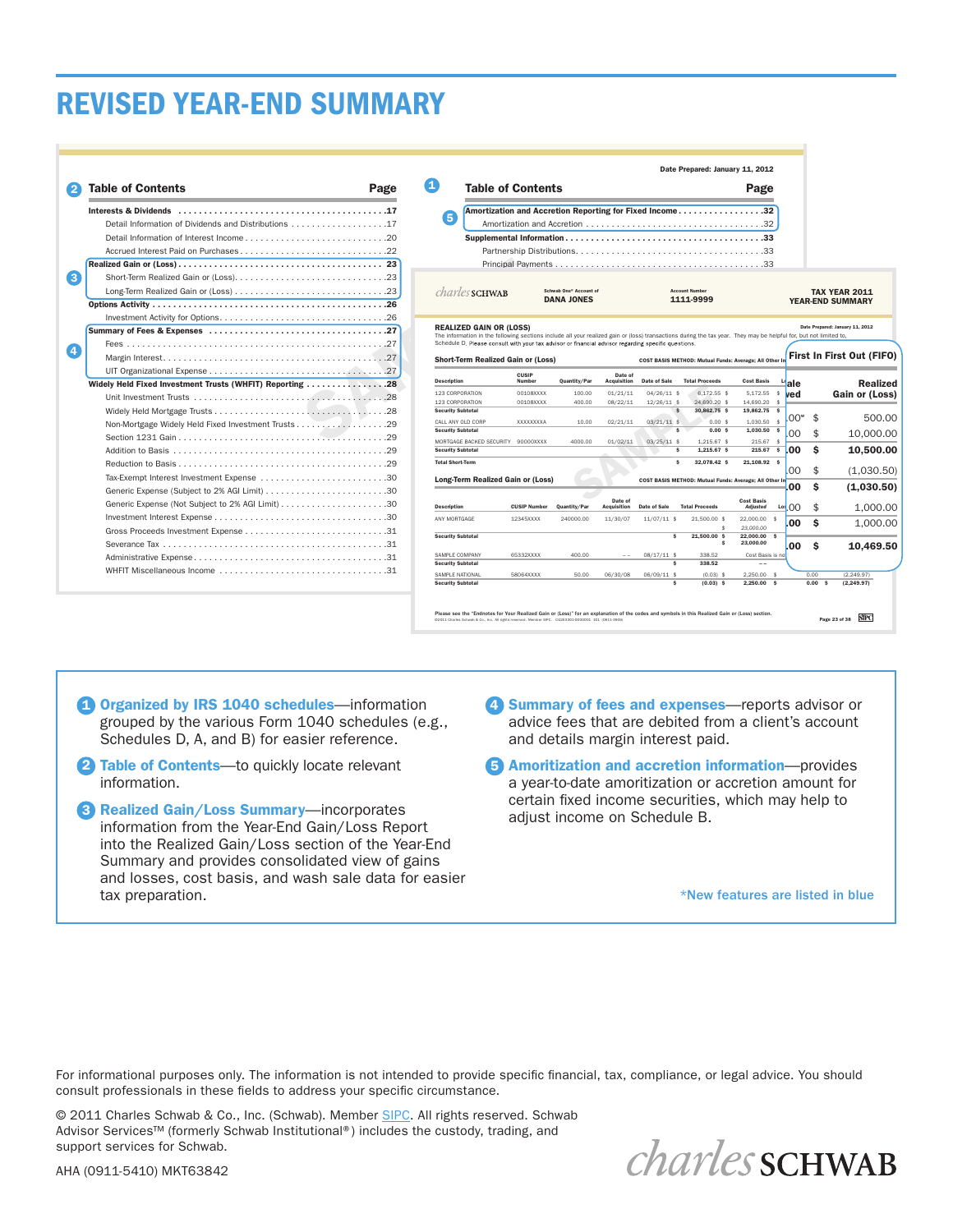# REVISED YEAR-END SUMMARY

**2 Table of Contents** — Page

| Table of Contents | Page |
|---|---|
| **Interests & Dividends** | 17 |
| Detail Information of Dividends and Distributions | 17 |
| Detail Information of Interest Income | 20 |
| Accrued Interest Paid on Purchases | 22 |
| **Realized Gain or (Loss)** | 23 |
| Short-Term Realized Gain or (Loss) | 23 |
| Long-Term Realized Gain or (Loss) | 23 |
| **Options Activity** | 26 |
| Investment Activity for Options | 26 |
| **Summary of Fees & Expenses** | 27 |
| Fees | 27 |
| Margin Interest | 27 |
| UIT Organizational Expense | 27 |
| **Widely Held Fixed Investment Trusts (WHFIT) Reporting** | 28 |
| Unit Investment Trusts | 28 |
| Widely Held Mortgage Trusts | 28 |
| Non-Mortgage Widely Held Fixed Investment Trusts | 29 |
| Section 1231 Gain | 29 |
| Addition to Basis | 29 |
| Reduction to Basis | 29 |
| Tax-Exempt Interest Investment Expense | 30 |
| Generic Expense (Subject to 2% AGI Limit) | 30 |
| Generic Expense (Not Subject to 2% AGI Limit) | 30 |
| Investment Interest Expense | 30 |
| Gross Proceeds Investment Expense | 31 |
| Severance Tax | 31 |
| Administrative Expense | 31 |
| WHFIT Miscellaneous Income | 31 |

Date Prepared: January 11, 2012

**1 Table of Contents** — Page

| Table of Contents | Page |
|---|---|
| **Amortization and Accretion Reporting for Fixed Income** | 32 |
| Amortization and Accretion | 32 |
| **Supplemental Information** | 33 |
| Partnership Distributions | 33 |
| Principal Payments | 33 |

charles SCHWAB — Schwab One® Account of DANA JONES — Account Number 1111-9999 — TAX YEAR 2011 YEAR-END SUMMARY

**REALIZED GAIN OR (LOSS)**

Date Prepared: January 11, 2012

The information in the following sections include all your realized gain or (loss) transactions during the tax year. They may be helpful for, but not limited to, Schedule D. Please consult with your tax advisor or financial advisor regarding specific questions.

**Short-Term Realized Gain or (Loss)** — COST BASIS METHOD: Mutual Funds: Average; All Other In... First In First Out (FIFO)

| Description | CUSIP Number | Quantity/Par | Date of Acquisition | Date of Sale | Total Proceeds | Cost Basis | Wash Sale Loss Disallowed | Realized Gain or (Loss) |
|---|---|---|---|---|---|---|---|---|
| 123 CORPORATION | 00108XXXX | 100.00 | 01/21/11 | 04/26/11 | $ 6,172.55 | $ 5,172.55 | .00* | $ 500.00 |
| 123 CORPORATION | 00108XXXX | 400.00 | 08/22/11 | 12/26/11 | $ 24,690.20 | $ 14,690.20 | .00 | $ 10,000.00 |
| **Security Subtotal** | | | | | **$ 30,862.75** | **$ 19,862.75** | **.00** | **$ 10,500.00** |
| CALL ANY OLD CORP | XXXXXXXXA | 10.00 | 02/21/11 | 03/21/11 | $ 0.00 | $ 1,030.50 | .00 | $ (1,030.50) |
| **Security Subtotal** | | | | | **$ 0.00** | **$ 1,030.50** | **.00** | **$ (1,030.50)** |
| MORTGAGE BACKED SECURITY | 90000XXXX | 4000.00 | 01/02/11 | 03/25/11 | $ 1,215.67 | $ 215.67 | .00 | $ 1,000.00 |
| **Security Subtotal** | | | | | **$ 1,215.67** | **$ 215.67** | **.00** | **$ 1,000.00** |
| **Total Short-Term** | | | | | **$ 32,078.42** | **$ 21,108.92** | **.00** | **$ 10,469.50** |

**Long-Term Realized Gain or (Loss)** — COST BASIS METHOD: Mutual Funds: Average; All Other In...

| Description | CUSIP Number | Quantity/Par | Date of Acquisition | Date of Sale | Total Proceeds | Cost Basis Adjusted | Wash Sale Loss Disallowed | Realized Gain or (Loss) |
|---|---|---|---|---|---|---|---|---|
| ANY MORTGAGE | 12345XXXX | 240000.00 | 11/30/07 | 11/07/11 | $ 21,500.00 | $ 22,000.00 $ 23,000.00 | | |
| **Security Subtotal** | | | | | **$ 21,500.00** | **$ 22,000.00 $ 23,000.00** | | |
| SAMPLE COMPANY | 65332XXXX | 400.00 | -- | 08/17/11 | $ 338.52 | Cost Basis is no... | | |
| **Security Subtotal** | | | | | **$ 338.52** | -- | | |
| SAMPLE NATIONAL | 58064XXXX | 50.00 | 06/30/08 | 06/09/11 | $ (0.03) | $ 2,250.00 | 0.00 | (2,249.97) |
| **Security Subtotal** | | | | | **$ (0.03)** | **$ 2,250.00** | **0.00** | **$ (2,249.97)** |

Please see the "Endnotes for Your Realized Gain or (Loss)" for an explanation of the codes and symbols in this Realized Gain or (Loss) section.

1. **Organized by IRS 1040 schedules**—information grouped by the various Form 1040 schedules (e.g., Schedules D, A, and B) for easier reference.
2. **Table of Contents**—to quickly locate relevant information.
3. **Realized Gain/Loss Summary**—incorporates information from the Year-End Gain/Loss Report into the Realized Gain/Loss section of the Year-End Summary and provides consolidated view of gains and losses, cost basis, and wash sale data for easier tax preparation.
4. **Summary of fees and expenses**—reports advisor or advice fees that are debited from a client's account and details margin interest paid.
5. **Amoritization and accretion information**—provides a year-to-date amortization or accretion amount for certain fixed income securities, which may help to adjust income on Schedule B.

*New features are listed in blue

For informational purposes only. The information is not intended to provide specific financial, tax, compliance, or legal advice. You should consult professionals in these fields to address your specific circumstance.

© 2011 Charles Schwab & Co., Inc. (Schwab). Member SIPC. All rights reserved. Schwab Advisor Services™ (formerly Schwab Institutional®) includes the custody, trading, and support services for Schwab.

AHA (0911-5410) MKT63842

charles SCHWAB